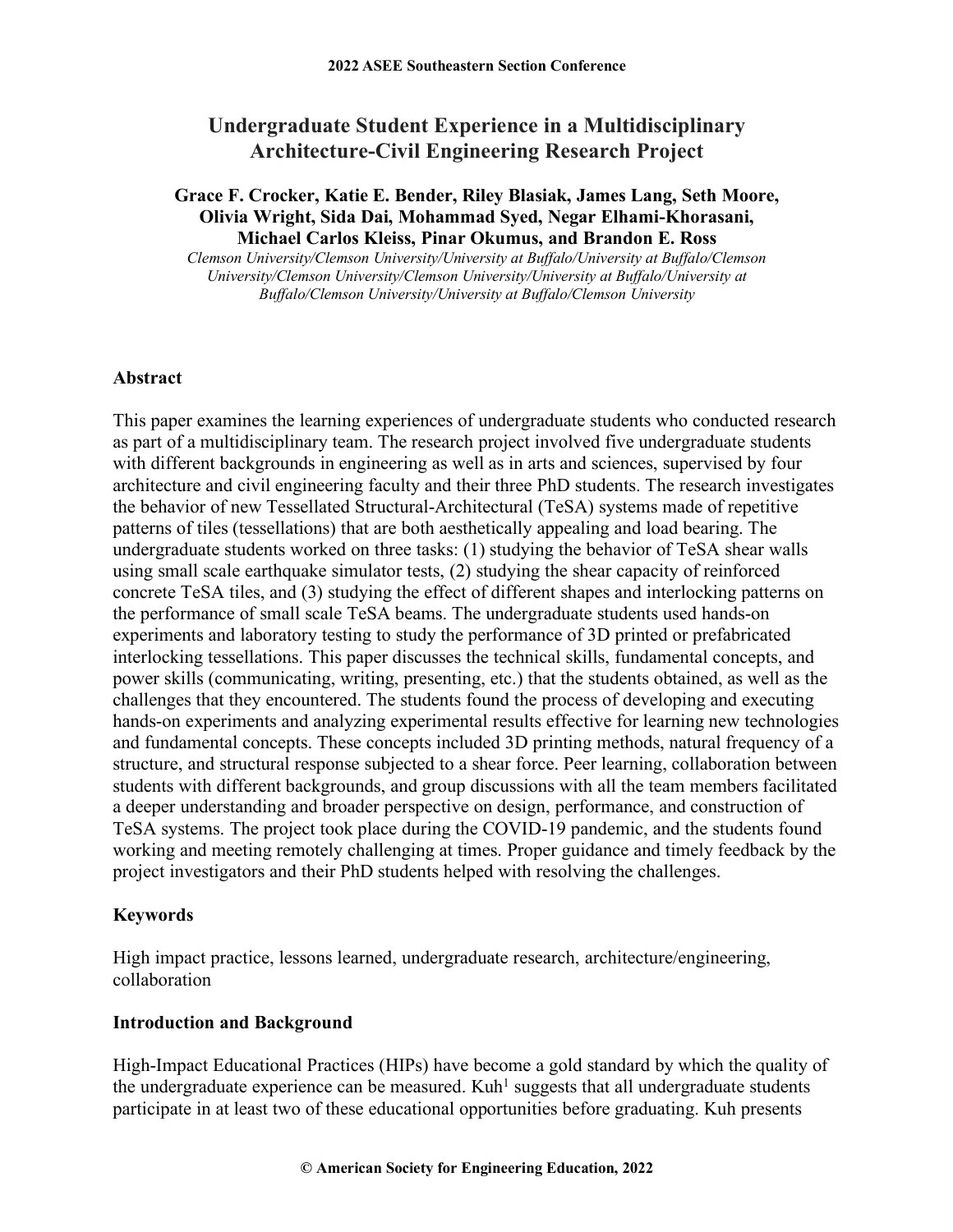# Undergraduate Student Experience in a Multidisciplinary Architecture-Civil Engineering Research Project

**Grace F. Crocker, Katie E. Bender, Riley Blasiak, James Lang, Seth Moore, Olivia Wright, Sida Dai, Mohammad Syed, Negar Elhami-Khorasani, Michael Carlos Kleiss, Pinar Okumus, and Brandon E. Ross**

*Clemson University/Clemson University/University at Buffalo/University at Buffalo/Clemson University/Clemson University/Clemson University/University at Buffalo/University at Buffalo/Clemson University/University at Buffalo/Clemson University*

## Abstract

This paper examines the learning experiences of undergraduate students who conducted research as part of a multidisciplinary team. The research project involved five undergraduate students with different backgrounds in engineering as well as in arts and sciences, supervised by four architecture and civil engineering faculty and their three PhD students. The research investigates the behavior of new Tessellated Structural-Architectural (TeSA) systems made of repetitive patterns of tiles (tessellations) that are both aesthetically appealing and load bearing. The undergraduate students worked on three tasks: (1) studying the behavior of TeSA shear walls using small scale earthquake simulator tests, (2) studying the shear capacity of reinforced concrete TeSA tiles, and (3) studying the effect of different shapes and interlocking patterns on the performance of small scale TeSA beams. The undergraduate students used hands-on experiments and laboratory testing to study the performance of 3D printed or prefabricated interlocking tessellations. This paper discusses the technical skills, fundamental concepts, and power skills (communicating, writing, presenting, etc.) that the students obtained, as well as the challenges that they encountered. The students found the process of developing and executing hands-on experiments and analyzing experimental results effective for learning new technologies and fundamental concepts. These concepts included 3D printing methods, natural frequency of a structure, and structural response subjected to a shear force. Peer learning, collaboration between students with different backgrounds, and group discussions with all the team members facilitated a deeper understanding and broader perspective on design, performance, and construction of TeSA systems. The project took place during the COVID-19 pandemic, and the students found working and meeting remotely challenging at times. Proper guidance and timely feedback by the project investigators and their PhD students helped with resolving the challenges.

## Keywords

High impact practice, lessons learned, undergraduate research, architecture/engineering, collaboration

## Introduction and Background

High-Impact Educational Practices (HIPs) have become a gold standard by which the quality of the undergraduate experience can be measured. Kuh[1] suggests that all undergraduate students participate in at least two of these educational opportunities before graduating. Kuh presents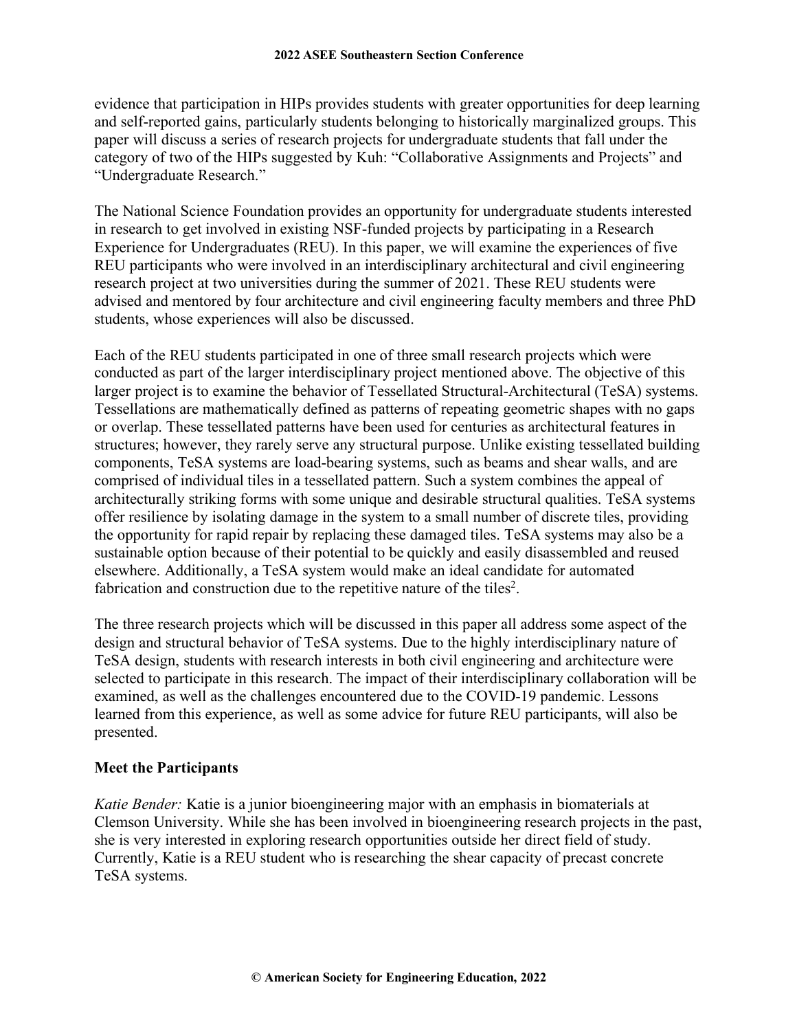evidence that participation in HIPs provides students with greater opportunities for deep learning and self-reported gains, particularly students belonging to historically marginalized groups. This paper will discuss a series of research projects for undergraduate students that fall under the category of two of the HIPs suggested by Kuh: "Collaborative Assignments and Projects" and "Undergraduate Research."

The National Science Foundation provides an opportunity for undergraduate students interested in research to get involved in existing NSF-funded projects by participating in a Research Experience for Undergraduates (REU). In this paper, we will examine the experiences of five REU participants who were involved in an interdisciplinary architectural and civil engineering research project at two universities during the summer of 2021. These REU students were advised and mentored by four architecture and civil engineering faculty members and three PhD students, whose experiences will also be discussed.

Each of the REU students participated in one of three small research projects which were conducted as part of the larger interdisciplinary project mentioned above. The objective of this larger project is to examine the behavior of Tessellated Structural-Architectural (TeSA) systems. Tessellations are mathematically defined as patterns of repeating geometric shapes with no gaps or overlap. These tessellated patterns have been used for centuries as architectural features in structures; however, they rarely serve any structural purpose. Unlike existing tessellated building components, TeSA systems are load-bearing systems, such as beams and shear walls, and are comprised of individual tiles in a tessellated pattern. Such a system combines the appeal of architecturally striking forms with some unique and desirable structural qualities. TeSA systems offer resilience by isolating damage in the system to a small number of discrete tiles, providing the opportunity for rapid repair by replacing these damaged tiles. TeSA systems may also be a sustainable option because of their potential to be quickly and easily disassembled and reused elsewhere. Additionally, a TeSA system would make an ideal candidate for automated fabrication and construction due to the repetitive nature of the tiles[2].

The three research projects which will be discussed in this paper all address some aspect of the design and structural behavior of TeSA systems. Due to the highly interdisciplinary nature of TeSA design, students with research interests in both civil engineering and architecture were selected to participate in this research. The impact of their interdisciplinary collaboration will be examined, as well as the challenges encountered due to the COVID-19 pandemic. Lessons learned from this experience, as well as some advice for future REU participants, will also be presented.

## Meet the Participants

*Katie Bender:* Katie is a junior bioengineering major with an emphasis in biomaterials at Clemson University. While she has been involved in bioengineering research projects in the past, she is very interested in exploring research opportunities outside her direct field of study. Currently, Katie is a REU student who is researching the shear capacity of precast concrete TeSA systems.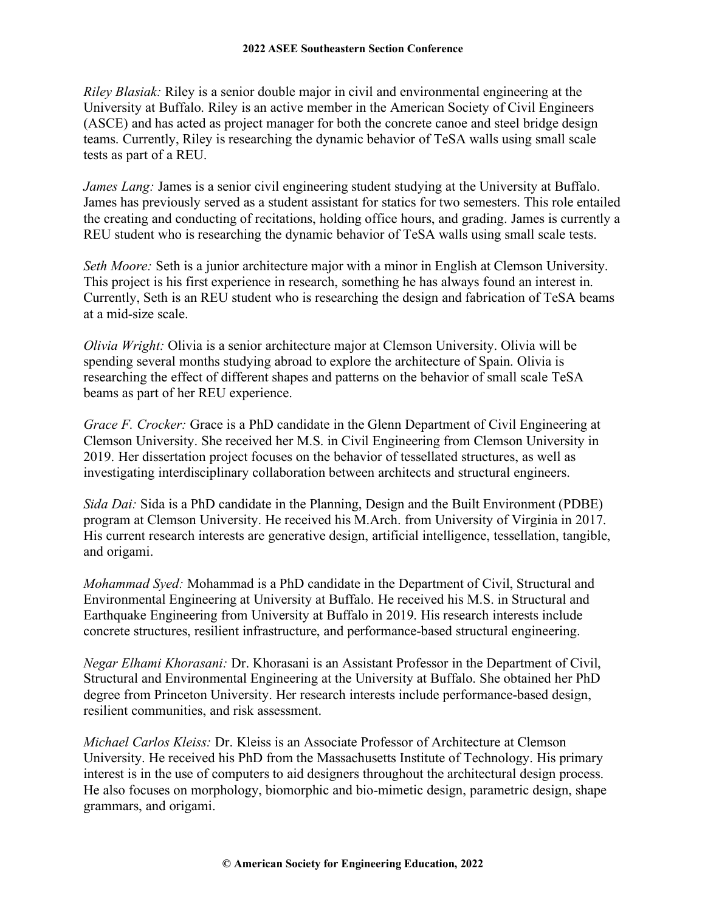*Riley Blasiak:* Riley is a senior double major in civil and environmental engineering at the University at Buffalo. Riley is an active member in the American Society of Civil Engineers (ASCE) and has acted as project manager for both the concrete canoe and steel bridge design teams. Currently, Riley is researching the dynamic behavior of TeSA walls using small scale tests as part of a REU.

*James Lang:* James is a senior civil engineering student studying at the University at Buffalo. James has previously served as a student assistant for statics for two semesters. This role entailed the creating and conducting of recitations, holding office hours, and grading. James is currently a REU student who is researching the dynamic behavior of TeSA walls using small scale tests.

*Seth Moore:* Seth is a junior architecture major with a minor in English at Clemson University. This project is his first experience in research, something he has always found an interest in. Currently, Seth is an REU student who is researching the design and fabrication of TeSA beams at a mid-size scale.

*Olivia Wright:* Olivia is a senior architecture major at Clemson University. Olivia will be spending several months studying abroad to explore the architecture of Spain. Olivia is researching the effect of different shapes and patterns on the behavior of small scale TeSA beams as part of her REU experience.

*Grace F. Crocker:* Grace is a PhD candidate in the Glenn Department of Civil Engineering at Clemson University. She received her M.S. in Civil Engineering from Clemson University in 2019. Her dissertation project focuses on the behavior of tessellated structures, as well as investigating interdisciplinary collaboration between architects and structural engineers.

*Sida Dai:* Sida is a PhD candidate in the Planning, Design and the Built Environment (PDBE) program at Clemson University. He received his M.Arch. from University of Virginia in 2017. His current research interests are generative design, artificial intelligence, tessellation, tangible, and origami.

*Mohammad Syed:* Mohammad is a PhD candidate in the Department of Civil, Structural and Environmental Engineering at University at Buffalo. He received his M.S. in Structural and Earthquake Engineering from University at Buffalo in 2019. His research interests include concrete structures, resilient infrastructure, and performance-based structural engineering.

*Negar Elhami Khorasani:* Dr. Khorasani is an Assistant Professor in the Department of Civil, Structural and Environmental Engineering at the University at Buffalo. She obtained her PhD degree from Princeton University. Her research interests include performance-based design, resilient communities, and risk assessment.

*Michael Carlos Kleiss:* Dr. Kleiss is an Associate Professor of Architecture at Clemson University. He received his PhD from the Massachusetts Institute of Technology. His primary interest is in the use of computers to aid designers throughout the architectural design process. He also focuses on morphology, biomorphic and bio-mimetic design, parametric design, shape grammars, and origami.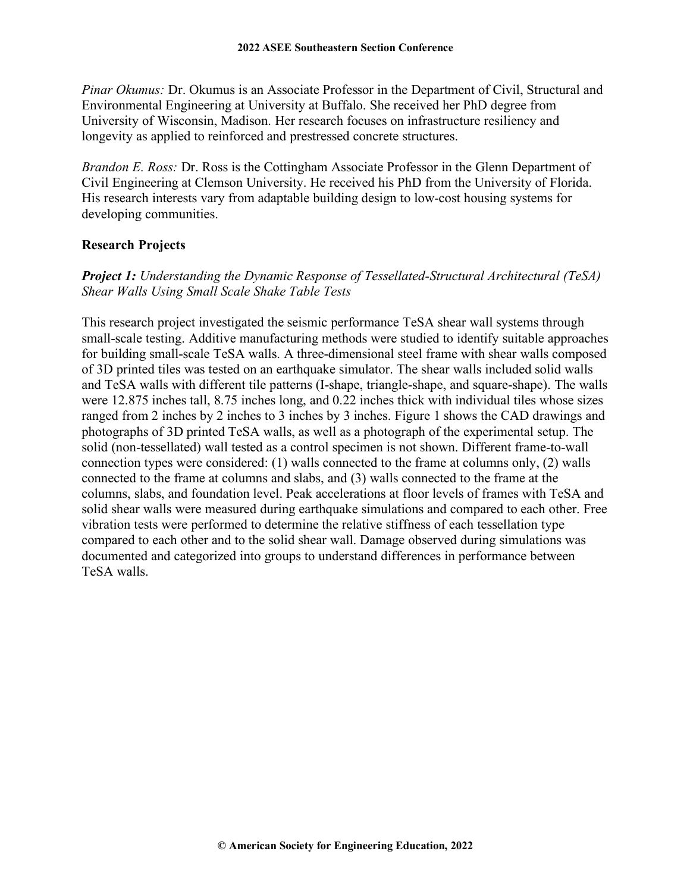*Pinar Okumus:* Dr. Okumus is an Associate Professor in the Department of Civil, Structural and Environmental Engineering at University at Buffalo. She received her PhD degree from University of Wisconsin, Madison. Her research focuses on infrastructure resiliency and longevity as applied to reinforced and prestressed concrete structures.

*Brandon E. Ross:* Dr. Ross is the Cottingham Associate Professor in the Glenn Department of Civil Engineering at Clemson University. He received his PhD from the University of Florida. His research interests vary from adaptable building design to low-cost housing systems for developing communities.

## Research Projects

***Project 1:*** *Understanding the Dynamic Response of Tessellated-Structural Architectural (TeSA) Shear Walls Using Small Scale Shake Table Tests*

This research project investigated the seismic performance TeSA shear wall systems through small-scale testing. Additive manufacturing methods were studied to identify suitable approaches for building small-scale TeSA walls. A three-dimensional steel frame with shear walls composed of 3D printed tiles was tested on an earthquake simulator. The shear walls included solid walls and TeSA walls with different tile patterns (I-shape, triangle-shape, and square-shape). The walls were 12.875 inches tall, 8.75 inches long, and 0.22 inches thick with individual tiles whose sizes ranged from 2 inches by 2 inches to 3 inches by 3 inches. Figure 1 shows the CAD drawings and photographs of 3D printed TeSA walls, as well as a photograph of the experimental setup. The solid (non-tessellated) wall tested as a control specimen is not shown. Different frame-to-wall connection types were considered: (1) walls connected to the frame at columns only, (2) walls connected to the frame at columns and slabs, and (3) walls connected to the frame at the columns, slabs, and foundation level. Peak accelerations at floor levels of frames with TeSA and solid shear walls were measured during earthquake simulations and compared to each other. Free vibration tests were performed to determine the relative stiffness of each tessellation type compared to each other and to the solid shear wall. Damage observed during simulations was documented and categorized into groups to understand differences in performance between TeSA walls.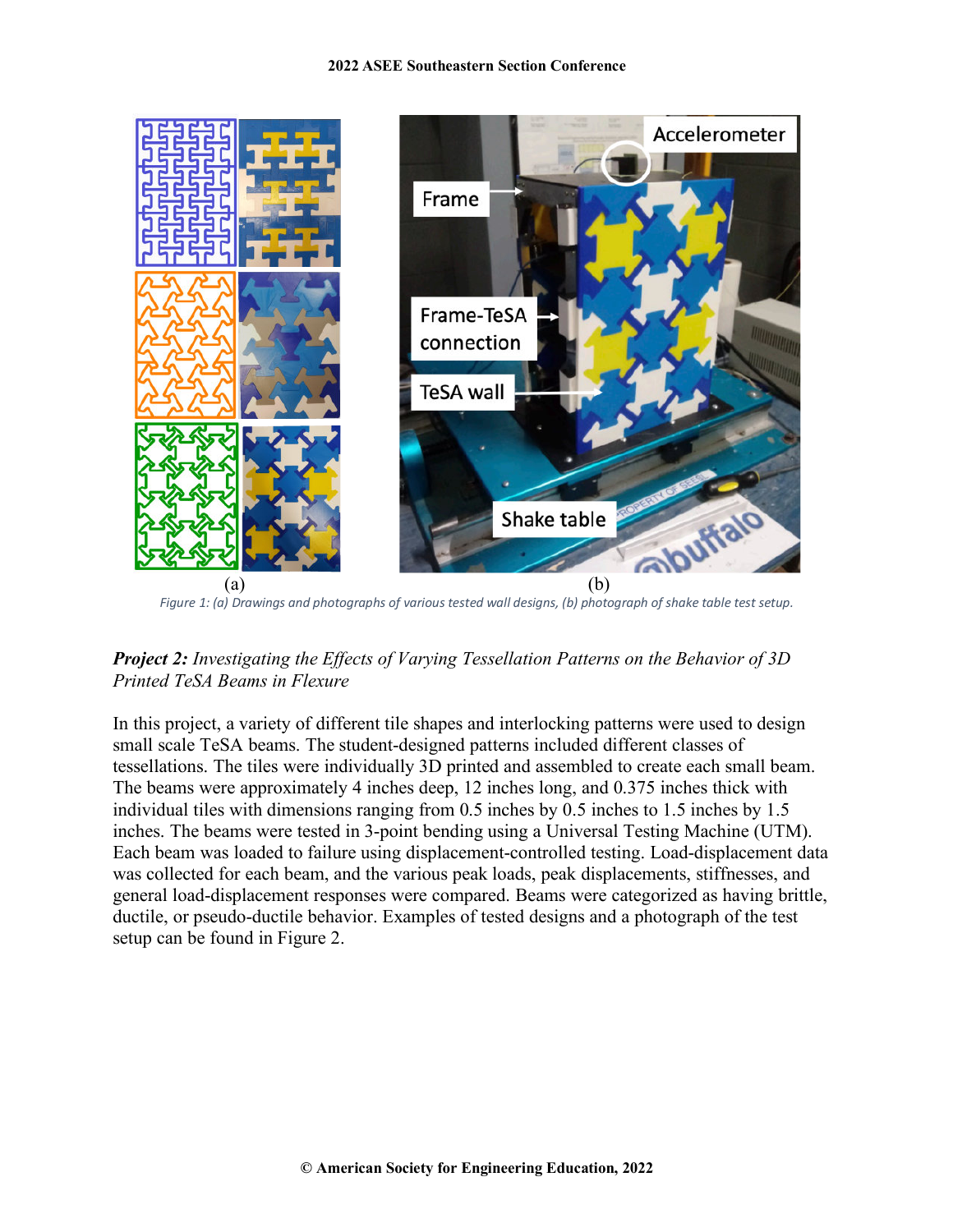Figure 1: (a) Drawings and photographs of various tested wall designs, (b) photograph of shake table test setup.

***Project 2:*** *Investigating the Effects of Varying Tessellation Patterns on the Behavior of 3D Printed TeSA Beams in Flexure*

In this project, a variety of different tile shapes and interlocking patterns were used to design small scale TeSA beams. The student-designed patterns included different classes of tessellations. The tiles were individually 3D printed and assembled to create each small beam. The beams were approximately 4 inches deep, 12 inches long, and 0.375 inches thick with individual tiles with dimensions ranging from 0.5 inches by 0.5 inches to 1.5 inches by 1.5 inches. The beams were tested in 3-point bending using a Universal Testing Machine (UTM). Each beam was loaded to failure using displacement-controlled testing. Load-displacement data was collected for each beam, and the various peak loads, peak displacements, stiffnesses, and general load-displacement responses were compared. Beams were categorized as having brittle, ductile, or pseudo-ductile behavior. Examples of tested designs and a photograph of the test setup can be found in Figure 2.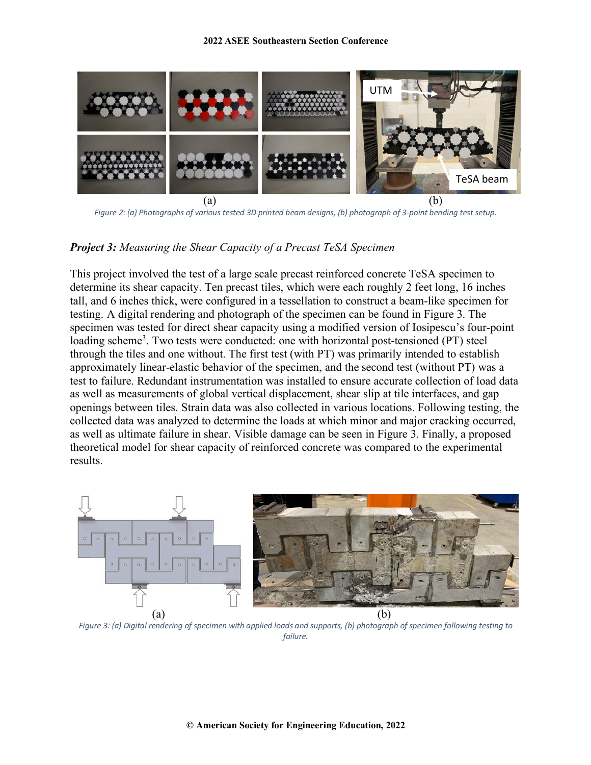Figure 2: (a) Photographs of various tested 3D printed beam designs, (b) photograph of 3-point bending test setup.

***Project 3:*** *Measuring the Shear Capacity of a Precast TeSA Specimen*

This project involved the test of a large scale precast reinforced concrete TeSA specimen to determine its shear capacity. Ten precast tiles, which were each roughly 2 feet long, 16 inches tall, and 6 inches thick, were configured in a tessellation to construct a beam-like specimen for testing. A digital rendering and photograph of the specimen can be found in Figure 3. The specimen was tested for direct shear capacity using a modified version of Iosipescu's four-point loading scheme[3]. Two tests were conducted: one with horizontal post-tensioned (PT) steel through the tiles and one without. The first test (with PT) was primarily intended to establish approximately linear-elastic behavior of the specimen, and the second test (without PT) was a test to failure. Redundant instrumentation was installed to ensure accurate collection of load data as well as measurements of global vertical displacement, shear slip at tile interfaces, and gap openings between tiles. Strain data was also collected in various locations. Following testing, the collected data was analyzed to determine the loads at which minor and major cracking occurred, as well as ultimate failure in shear. Visible damage can be seen in Figure 3. Finally, a proposed theoretical model for shear capacity of reinforced concrete was compared to the experimental results.

Figure 3: (a) Digital rendering of specimen with applied loads and supports, (b) photograph of specimen following testing to failure.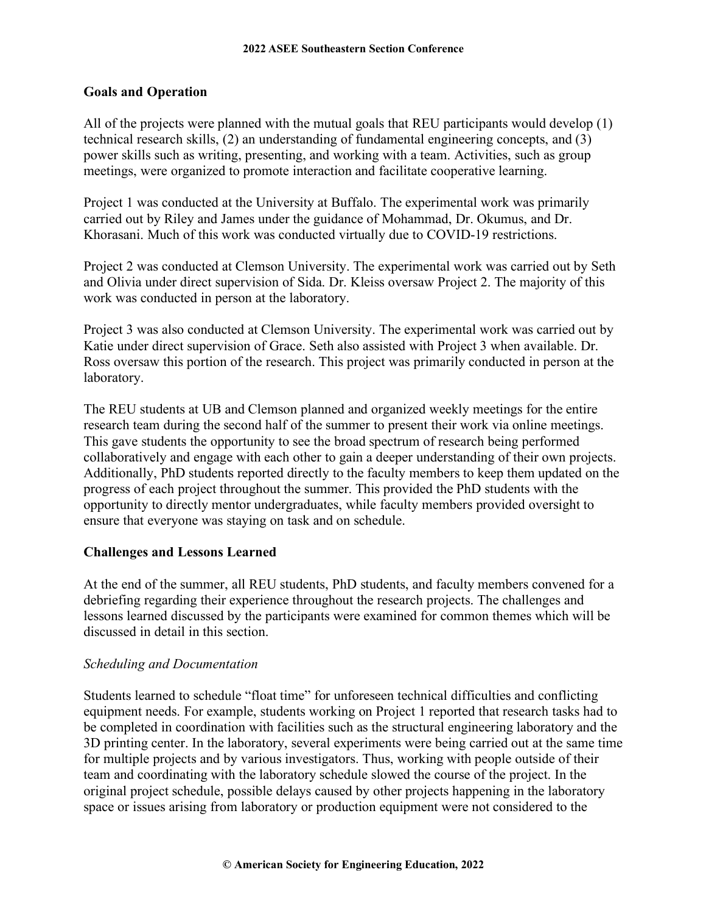## Goals and Operation

All of the projects were planned with the mutual goals that REU participants would develop (1) technical research skills, (2) an understanding of fundamental engineering concepts, and (3) power skills such as writing, presenting, and working with a team. Activities, such as group meetings, were organized to promote interaction and facilitate cooperative learning.

Project 1 was conducted at the University at Buffalo. The experimental work was primarily carried out by Riley and James under the guidance of Mohammad, Dr. Okumus, and Dr. Khorasani. Much of this work was conducted virtually due to COVID-19 restrictions.

Project 2 was conducted at Clemson University. The experimental work was carried out by Seth and Olivia under direct supervision of Sida. Dr. Kleiss oversaw Project 2. The majority of this work was conducted in person at the laboratory.

Project 3 was also conducted at Clemson University. The experimental work was carried out by Katie under direct supervision of Grace. Seth also assisted with Project 3 when available. Dr. Ross oversaw this portion of the research. This project was primarily conducted in person at the laboratory.

The REU students at UB and Clemson planned and organized weekly meetings for the entire research team during the second half of the summer to present their work via online meetings. This gave students the opportunity to see the broad spectrum of research being performed collaboratively and engage with each other to gain a deeper understanding of their own projects. Additionally, PhD students reported directly to the faculty members to keep them updated on the progress of each project throughout the summer. This provided the PhD students with the opportunity to directly mentor undergraduates, while faculty members provided oversight to ensure that everyone was staying on task and on schedule.

## Challenges and Lessons Learned

At the end of the summer, all REU students, PhD students, and faculty members convened for a debriefing regarding their experience throughout the research projects. The challenges and lessons learned discussed by the participants were examined for common themes which will be discussed in detail in this section.

### *Scheduling and Documentation*

Students learned to schedule "float time" for unforeseen technical difficulties and conflicting equipment needs. For example, students working on Project 1 reported that research tasks had to be completed in coordination with facilities such as the structural engineering laboratory and the 3D printing center. In the laboratory, several experiments were being carried out at the same time for multiple projects and by various investigators. Thus, working with people outside of their team and coordinating with the laboratory schedule slowed the course of the project. In the original project schedule, possible delays caused by other projects happening in the laboratory space or issues arising from laboratory or production equipment were not considered to the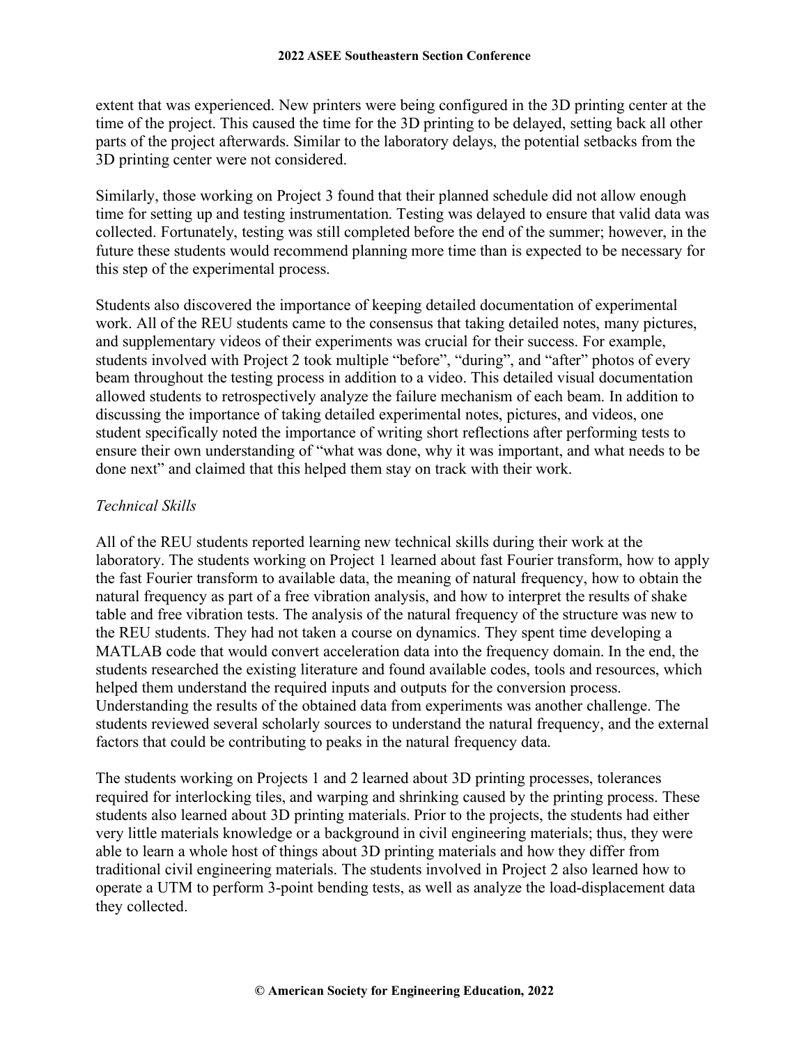extent that was experienced. New printers were being configured in the 3D printing center at the time of the project. This caused the time for the 3D printing to be delayed, setting back all other parts of the project afterwards. Similar to the laboratory delays, the potential setbacks from the 3D printing center were not considered.

Similarly, those working on Project 3 found that their planned schedule did not allow enough time for setting up and testing instrumentation. Testing was delayed to ensure that valid data was collected. Fortunately, testing was still completed before the end of the summer; however, in the future these students would recommend planning more time than is expected to be necessary for this step of the experimental process.

Students also discovered the importance of keeping detailed documentation of experimental work. All of the REU students came to the consensus that taking detailed notes, many pictures, and supplementary videos of their experiments was crucial for their success. For example, students involved with Project 2 took multiple "before", "during", and "after" photos of every beam throughout the testing process in addition to a video. This detailed visual documentation allowed students to retrospectively analyze the failure mechanism of each beam. In addition to discussing the importance of taking detailed experimental notes, pictures, and videos, one student specifically noted the importance of writing short reflections after performing tests to ensure their own understanding of "what was done, why it was important, and what needs to be done next" and claimed that this helped them stay on track with their work.

*Technical Skills*

All of the REU students reported learning new technical skills during their work at the laboratory. The students working on Project 1 learned about fast Fourier transform, how to apply the fast Fourier transform to available data, the meaning of natural frequency, how to obtain the natural frequency as part of a free vibration analysis, and how to interpret the results of shake table and free vibration tests. The analysis of the natural frequency of the structure was new to the REU students. They had not taken a course on dynamics. They spent time developing a MATLAB code that would convert acceleration data into the frequency domain. In the end, the students researched the existing literature and found available codes, tools and resources, which helped them understand the required inputs and outputs for the conversion process. Understanding the results of the obtained data from experiments was another challenge. The students reviewed several scholarly sources to understand the natural frequency, and the external factors that could be contributing to peaks in the natural frequency data.

The students working on Projects 1 and 2 learned about 3D printing processes, tolerances required for interlocking tiles, and warping and shrinking caused by the printing process. These students also learned about 3D printing materials. Prior to the projects, the students had either very little materials knowledge or a background in civil engineering materials; thus, they were able to learn a whole host of things about 3D printing materials and how they differ from traditional civil engineering materials. The students involved in Project 2 also learned how to operate a UTM to perform 3-point bending tests, as well as analyze the load-displacement data they collected.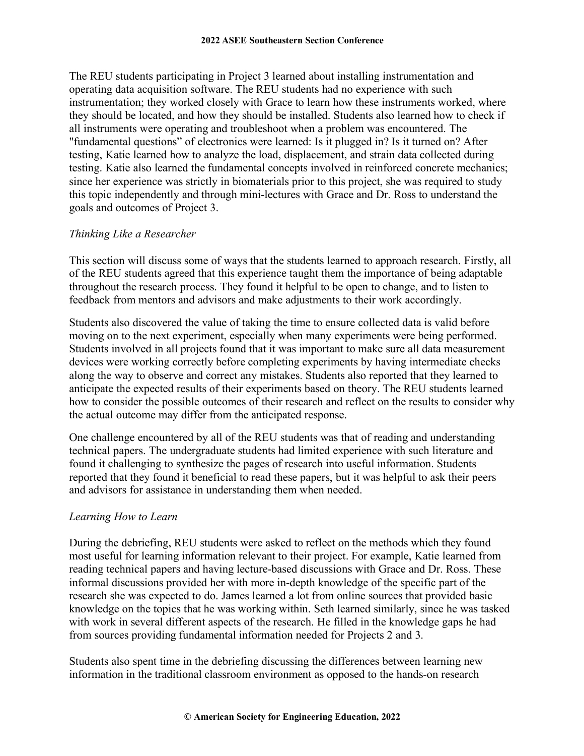The REU students participating in Project 3 learned about installing instrumentation and operating data acquisition software. The REU students had no experience with such instrumentation; they worked closely with Grace to learn how these instruments worked, where they should be located, and how they should be installed. Students also learned how to check if all instruments were operating and troubleshoot when a problem was encountered. The "fundamental questions" of electronics were learned: Is it plugged in? Is it turned on? After testing, Katie learned how to analyze the load, displacement, and strain data collected during testing. Katie also learned the fundamental concepts involved in reinforced concrete mechanics; since her experience was strictly in biomaterials prior to this project, she was required to study this topic independently and through mini-lectures with Grace and Dr. Ross to understand the goals and outcomes of Project 3.

*Thinking Like a Researcher*

This section will discuss some of ways that the students learned to approach research. Firstly, all of the REU students agreed that this experience taught them the importance of being adaptable throughout the research process. They found it helpful to be open to change, and to listen to feedback from mentors and advisors and make adjustments to their work accordingly.

Students also discovered the value of taking the time to ensure collected data is valid before moving on to the next experiment, especially when many experiments were being performed. Students involved in all projects found that it was important to make sure all data measurement devices were working correctly before completing experiments by having intermediate checks along the way to observe and correct any mistakes. Students also reported that they learned to anticipate the expected results of their experiments based on theory. The REU students learned how to consider the possible outcomes of their research and reflect on the results to consider why the actual outcome may differ from the anticipated response.

One challenge encountered by all of the REU students was that of reading and understanding technical papers. The undergraduate students had limited experience with such literature and found it challenging to synthesize the pages of research into useful information. Students reported that they found it beneficial to read these papers, but it was helpful to ask their peers and advisors for assistance in understanding them when needed.

*Learning How to Learn*

During the debriefing, REU students were asked to reflect on the methods which they found most useful for learning information relevant to their project. For example, Katie learned from reading technical papers and having lecture-based discussions with Grace and Dr. Ross. These informal discussions provided her with more in-depth knowledge of the specific part of the research she was expected to do. James learned a lot from online sources that provided basic knowledge on the topics that he was working within. Seth learned similarly, since he was tasked with work in several different aspects of the research. He filled in the knowledge gaps he had from sources providing fundamental information needed for Projects 2 and 3.

Students also spent time in the debriefing discussing the differences between learning new information in the traditional classroom environment as opposed to the hands-on research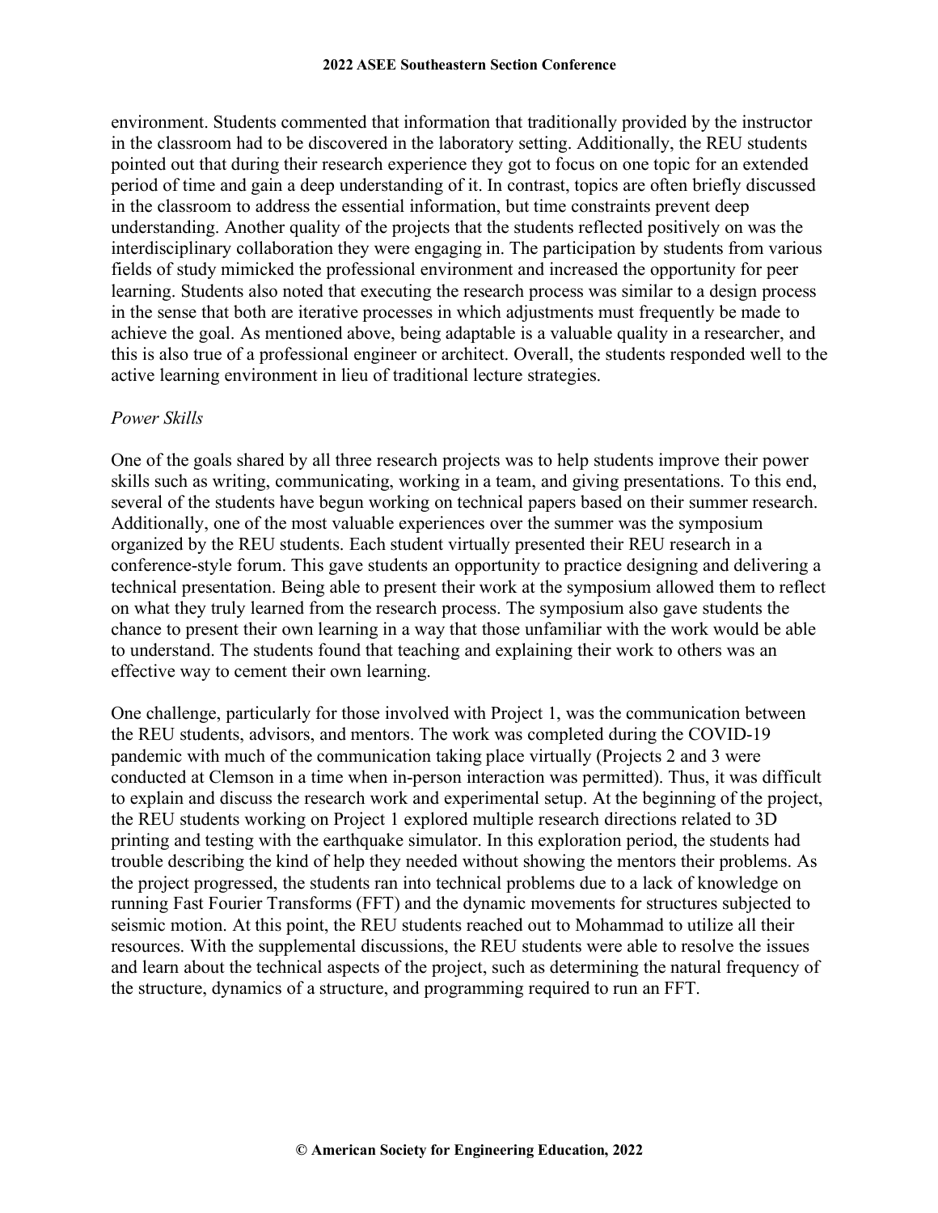environment. Students commented that information that traditionally provided by the instructor in the classroom had to be discovered in the laboratory setting. Additionally, the REU students pointed out that during their research experience they got to focus on one topic for an extended period of time and gain a deep understanding of it. In contrast, topics are often briefly discussed in the classroom to address the essential information, but time constraints prevent deep understanding. Another quality of the projects that the students reflected positively on was the interdisciplinary collaboration they were engaging in. The participation by students from various fields of study mimicked the professional environment and increased the opportunity for peer learning. Students also noted that executing the research process was similar to a design process in the sense that both are iterative processes in which adjustments must frequently be made to achieve the goal. As mentioned above, being adaptable is a valuable quality in a researcher, and this is also true of a professional engineer or architect. Overall, the students responded well to the active learning environment in lieu of traditional lecture strategies.

*Power Skills*

One of the goals shared by all three research projects was to help students improve their power skills such as writing, communicating, working in a team, and giving presentations. To this end, several of the students have begun working on technical papers based on their summer research. Additionally, one of the most valuable experiences over the summer was the symposium organized by the REU students. Each student virtually presented their REU research in a conference-style forum. This gave students an opportunity to practice designing and delivering a technical presentation. Being able to present their work at the symposium allowed them to reflect on what they truly learned from the research process. The symposium also gave students the chance to present their own learning in a way that those unfamiliar with the work would be able to understand. The students found that teaching and explaining their work to others was an effective way to cement their own learning.

One challenge, particularly for those involved with Project 1, was the communication between the REU students, advisors, and mentors. The work was completed during the COVID-19 pandemic with much of the communication taking place virtually (Projects 2 and 3 were conducted at Clemson in a time when in-person interaction was permitted). Thus, it was difficult to explain and discuss the research work and experimental setup. At the beginning of the project, the REU students working on Project 1 explored multiple research directions related to 3D printing and testing with the earthquake simulator. In this exploration period, the students had trouble describing the kind of help they needed without showing the mentors their problems. As the project progressed, the students ran into technical problems due to a lack of knowledge on running Fast Fourier Transforms (FFT) and the dynamic movements for structures subjected to seismic motion. At this point, the REU students reached out to Mohammad to utilize all their resources. With the supplemental discussions, the REU students were able to resolve the issues and learn about the technical aspects of the project, such as determining the natural frequency of the structure, dynamics of a structure, and programming required to run an FFT.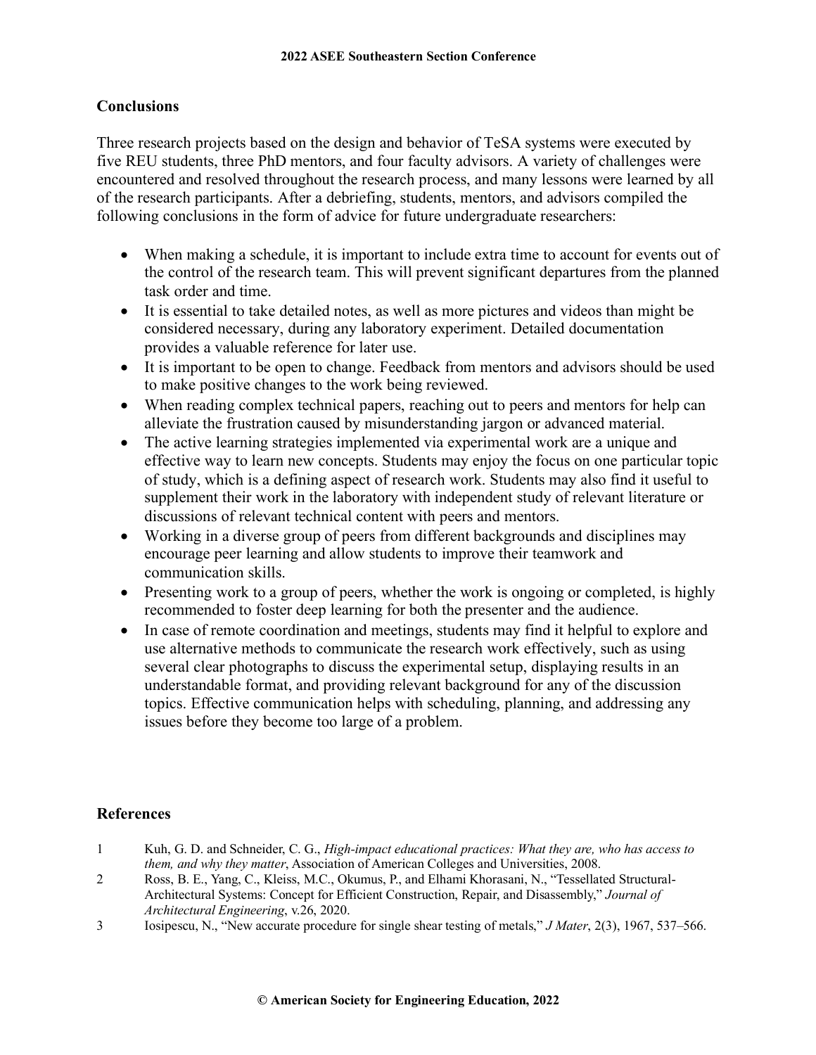## Conclusions

Three research projects based on the design and behavior of TeSA systems were executed by five REU students, three PhD mentors, and four faculty advisors. A variety of challenges were encountered and resolved throughout the research process, and many lessons were learned by all of the research participants. After a debriefing, students, mentors, and advisors compiled the following conclusions in the form of advice for future undergraduate researchers:

- When making a schedule, it is important to include extra time to account for events out of the control of the research team. This will prevent significant departures from the planned task order and time.
- It is essential to take detailed notes, as well as more pictures and videos than might be considered necessary, during any laboratory experiment. Detailed documentation provides a valuable reference for later use.
- It is important to be open to change. Feedback from mentors and advisors should be used to make positive changes to the work being reviewed.
- When reading complex technical papers, reaching out to peers and mentors for help can alleviate the frustration caused by misunderstanding jargon or advanced material.
- The active learning strategies implemented via experimental work are a unique and effective way to learn new concepts. Students may enjoy the focus on one particular topic of study, which is a defining aspect of research work. Students may also find it useful to supplement their work in the laboratory with independent study of relevant literature or discussions of relevant technical content with peers and mentors.
- Working in a diverse group of peers from different backgrounds and disciplines may encourage peer learning and allow students to improve their teamwork and communication skills.
- Presenting work to a group of peers, whether the work is ongoing or completed, is highly recommended to foster deep learning for both the presenter and the audience.
- In case of remote coordination and meetings, students may find it helpful to explore and use alternative methods to communicate the research work effectively, such as using several clear photographs to discuss the experimental setup, displaying results in an understandable format, and providing relevant background for any of the discussion topics. Effective communication helps with scheduling, planning, and addressing any issues before they become too large of a problem.

## References

1. Kuh, G. D. and Schneider, C. G., *High-impact educational practices: What they are, who has access to them, and why they matter*, Association of American Colleges and Universities, 2008.
2. Ross, B. E., Yang, C., Kleiss, M.C., Okumus, P., and Elhami Khorasani, N., "Tessellated Structural-Architectural Systems: Concept for Efficient Construction, Repair, and Disassembly," *Journal of Architectural Engineering*, v.26, 2020.
3. Iosipescu, N., "New accurate procedure for single shear testing of metals," *J Mater*, 2(3), 1967, 537–566.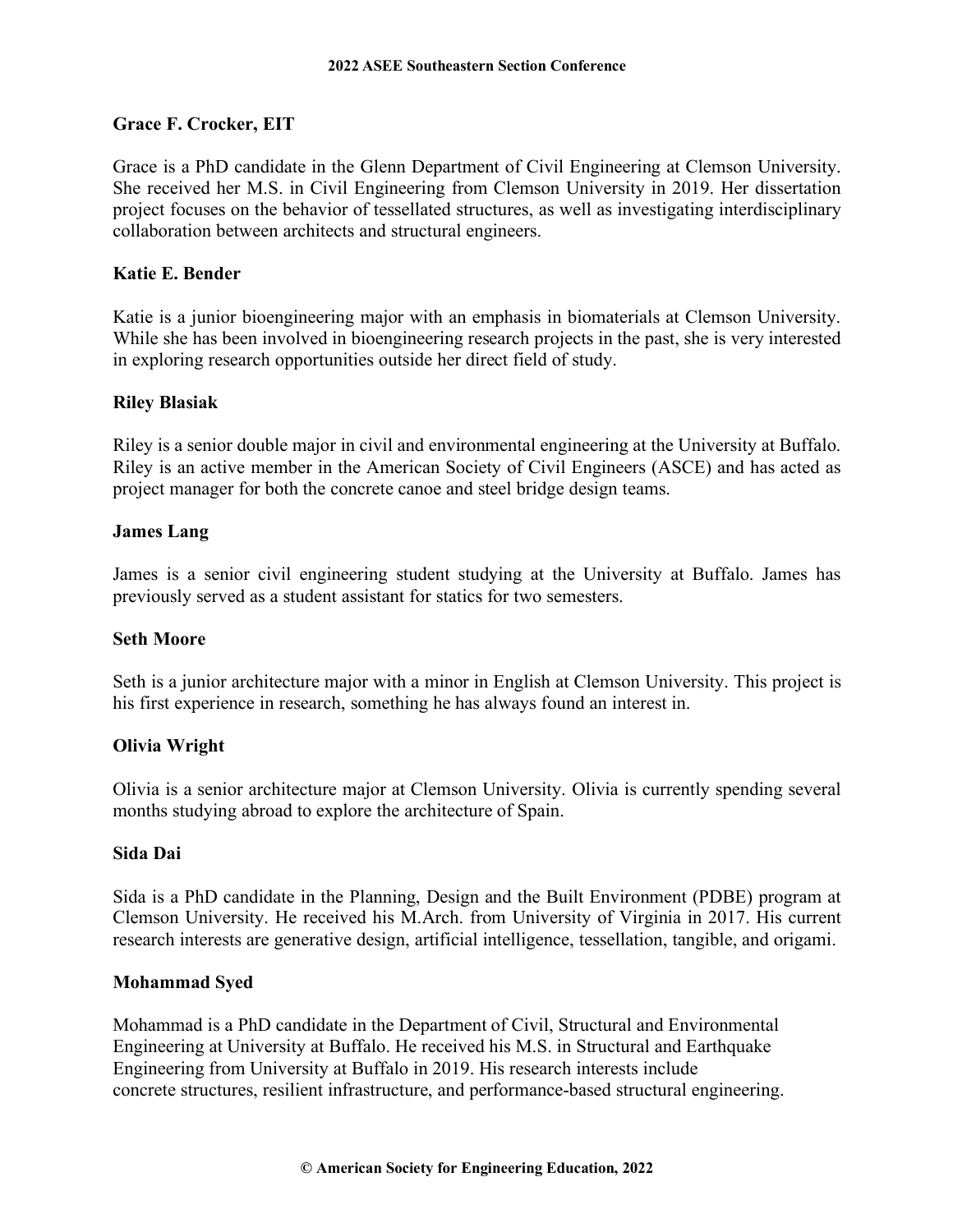**Grace F. Crocker, EIT**

Grace is a PhD candidate in the Glenn Department of Civil Engineering at Clemson University. She received her M.S. in Civil Engineering from Clemson University in 2019. Her dissertation project focuses on the behavior of tessellated structures, as well as investigating interdisciplinary collaboration between architects and structural engineers.

**Katie E. Bender**

Katie is a junior bioengineering major with an emphasis in biomaterials at Clemson University. While she has been involved in bioengineering research projects in the past, she is very interested in exploring research opportunities outside her direct field of study.

**Riley Blasiak**

Riley is a senior double major in civil and environmental engineering at the University at Buffalo. Riley is an active member in the American Society of Civil Engineers (ASCE) and has acted as project manager for both the concrete canoe and steel bridge design teams.

**James Lang**

James is a senior civil engineering student studying at the University at Buffalo. James has previously served as a student assistant for statics for two semesters.

**Seth Moore**

Seth is a junior architecture major with a minor in English at Clemson University. This project is his first experience in research, something he has always found an interest in.

**Olivia Wright**

Olivia is a senior architecture major at Clemson University. Olivia is currently spending several months studying abroad to explore the architecture of Spain.

**Sida Dai**

Sida is a PhD candidate in the Planning, Design and the Built Environment (PDBE) program at Clemson University. He received his M.Arch. from University of Virginia in 2017. His current research interests are generative design, artificial intelligence, tessellation, tangible, and origami.

**Mohammad Syed**

Mohammad is a PhD candidate in the Department of Civil, Structural and Environmental Engineering at University at Buffalo. He received his M.S. in Structural and Earthquake Engineering from University at Buffalo in 2019. His research interests include concrete structures, resilient infrastructure, and performance-based structural engineering.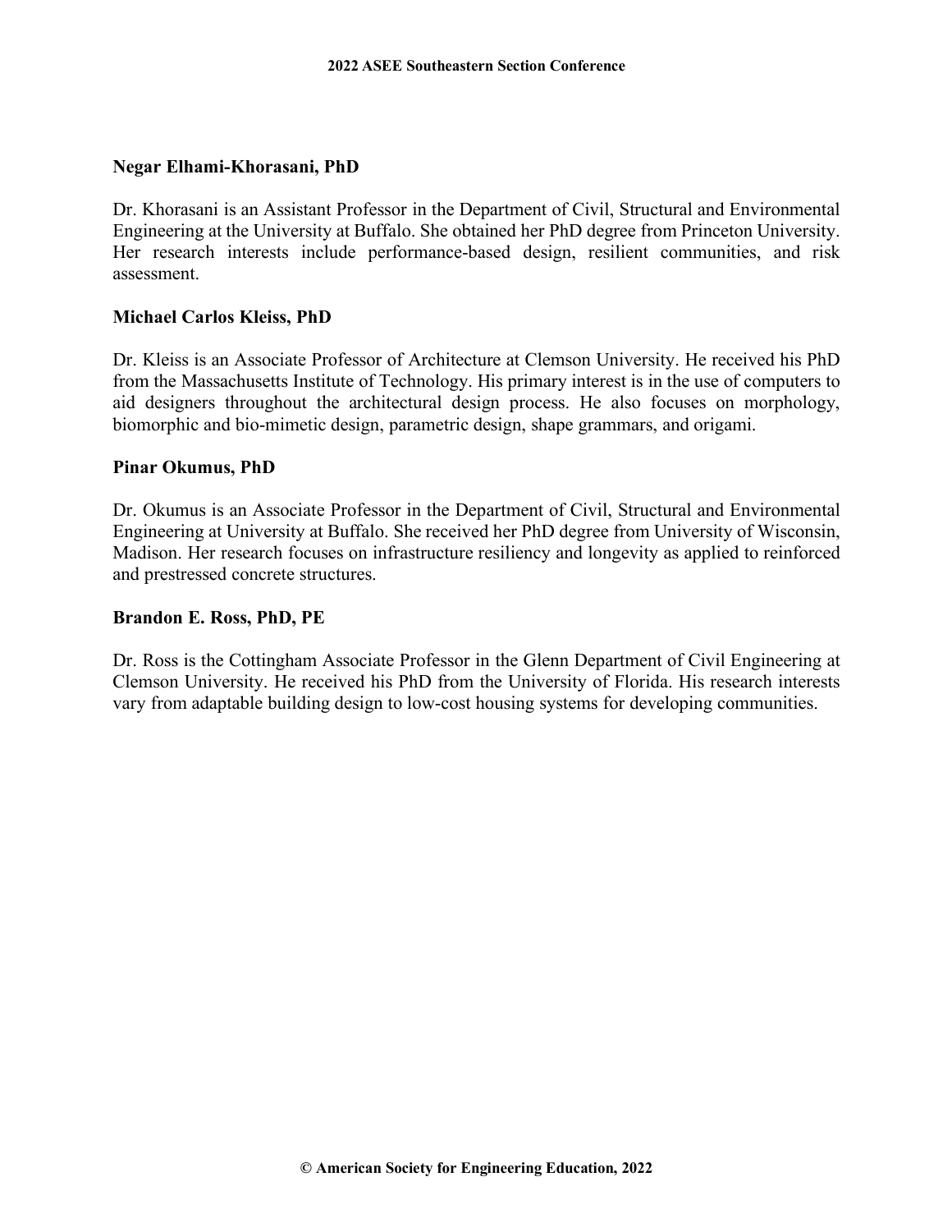**Negar Elhami-Khorasani, PhD**

Dr. Khorasani is an Assistant Professor in the Department of Civil, Structural and Environmental Engineering at the University at Buffalo. She obtained her PhD degree from Princeton University. Her research interests include performance-based design, resilient communities, and risk assessment.

**Michael Carlos Kleiss, PhD**

Dr. Kleiss is an Associate Professor of Architecture at Clemson University. He received his PhD from the Massachusetts Institute of Technology. His primary interest is in the use of computers to aid designers throughout the architectural design process. He also focuses on morphology, biomorphic and bio-mimetic design, parametric design, shape grammars, and origami.

**Pinar Okumus, PhD**

Dr. Okumus is an Associate Professor in the Department of Civil, Structural and Environmental Engineering at University at Buffalo. She received her PhD degree from University of Wisconsin, Madison. Her research focuses on infrastructure resiliency and longevity as applied to reinforced and prestressed concrete structures.

**Brandon E. Ross, PhD, PE**

Dr. Ross is the Cottingham Associate Professor in the Glenn Department of Civil Engineering at Clemson University. He received his PhD from the University of Florida. His research interests vary from adaptable building design to low-cost housing systems for developing communities.